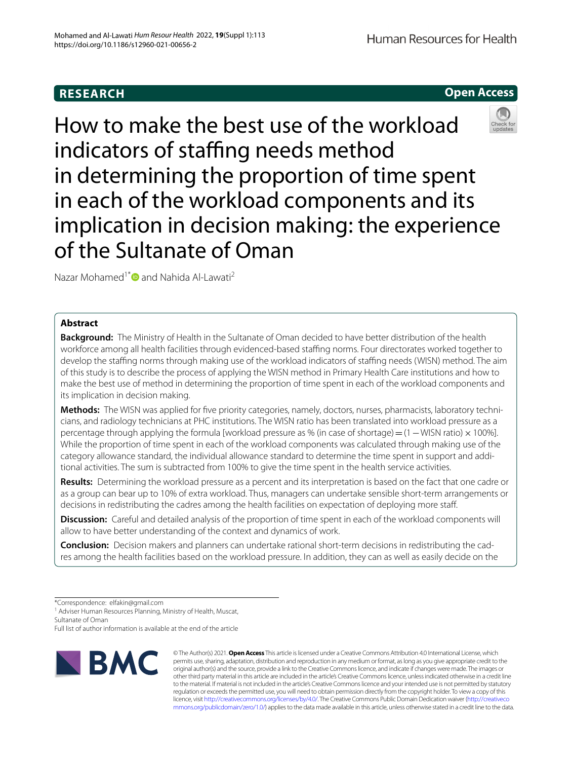RESEARCH

Open Access

# How to make the best use of the workload indicators of staffing needs method in determining the proportion of time spent in each of the workload components and its implication in decision making: the experience of the Sultanate of Oman

Nazar Mohamed[1*] and Nahida Al-Lawati[2]

## Abstract

**Background:** The Ministry of Health in the Sultanate of Oman decided to have better distribution of the health workforce among all health facilities through evidenced-based staffing norms. Four directorates worked together to develop the staffing norms through making use of the workload indicators of staffing needs (WISN) method. The aim of this study is to describe the process of applying the WISN method in Primary Health Care institutions and how to make the best use of method in determining the proportion of time spent in each of the workload components and its implication in decision making.

**Methods:** The WISN was applied for five priority categories, namely, doctors, nurses, pharmacists, laboratory technicians, and radiology technicians at PHC institutions. The WISN ratio has been translated into workload pressure as a percentage through applying the formula [workload pressure as % (in case of shortage) = (1 − WISN ratio) × 100%]. While the proportion of time spent in each of the workload components was calculated through making use of the category allowance standard, the individual allowance standard to determine the time spent in support and additional activities. The sum is subtracted from 100% to give the time spent in the health service activities.

**Results:** Determining the workload pressure as a percent and its interpretation is based on the fact that one cadre or as a group can bear up to 10% of extra workload. Thus, managers can undertake sensible short-term arrangements or decisions in redistributing the cadres among the health facilities on expectation of deploying more staff.

**Discussion:** Careful and detailed analysis of the proportion of time spent in each of the workload components will allow to have better understanding of the context and dynamics of work.

**Conclusion:** Decision makers and planners can undertake rational short-term decisions in redistributing the cadres among the health facilities based on the workload pressure. In addition, they can as well as easily decide on the

*Correspondence: elfakin@gmail.com
[1] Adviser Human Resources Planning, Ministry of Health, Muscat, Sultanate of Oman
Full list of author information is available at the end of the article

© The Author(s) 2021. **Open Access** This article is licensed under a Creative Commons Attribution 4.0 International License, which permits use, sharing, adaptation, distribution and reproduction in any medium or format, as long as you give appropriate credit to the original author(s) and the source, provide a link to the Creative Commons licence, and indicate if changes were made. The images or other third party material in this article are included in the article's Creative Commons licence, unless indicated otherwise in a credit line to the material. If material is not included in the article's Creative Commons licence and your intended use is not permitted by statutory regulation or exceeds the permitted use, you will need to obtain permission directly from the copyright holder. To view a copy of this licence, visit http://creativecommons.org/licenses/by/4.0/. The Creative Commons Public Domain Dedication waiver (http://creativecommons.org/publicdomain/zero/1.0/) applies to the data made available in this article, unless otherwise stated in a credit line to the data.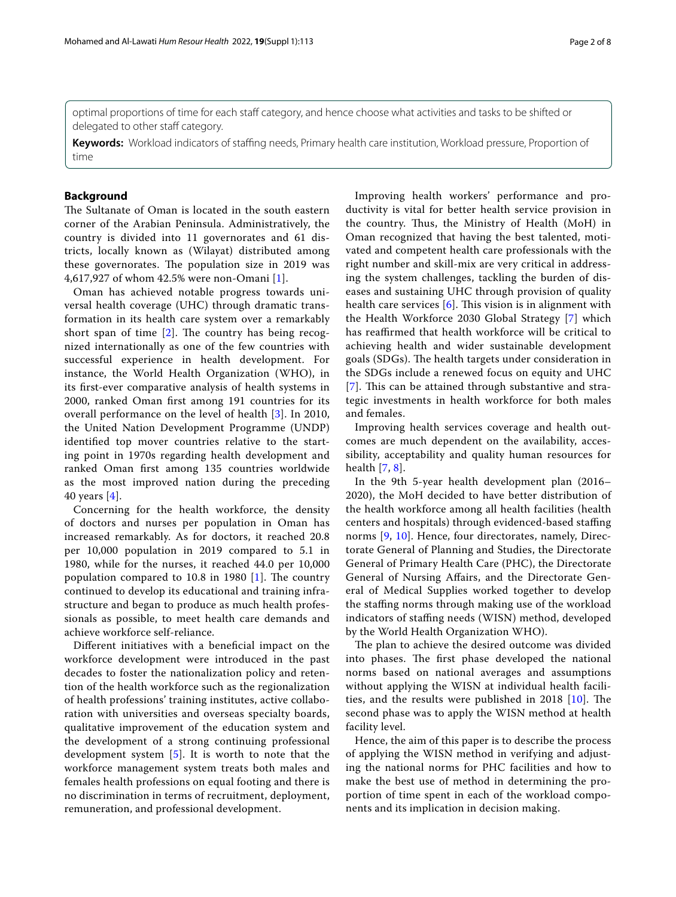optimal proportions of time for each staff category, and hence choose what activities and tasks to be shifted or delegated to other staff category.

**Keywords:** Workload indicators of staffing needs, Primary health care institution, Workload pressure, Proportion of time

## Background

The Sultanate of Oman is located in the south eastern corner of the Arabian Peninsula. Administratively, the country is divided into 11 governorates and 61 districts, locally known as (Wilayat) distributed among these governorates. The population size in 2019 was 4,617,927 of whom 42.5% were non-Omani [1].

Oman has achieved notable progress towards universal health coverage (UHC) through dramatic transformation in its health care system over a remarkably short span of time [2]. The country has being recognized internationally as one of the few countries with successful experience in health development. For instance, the World Health Organization (WHO), in its first-ever comparative analysis of health systems in 2000, ranked Oman first among 191 countries for its overall performance on the level of health [3]. In 2010, the United Nation Development Programme (UNDP) identified top mover countries relative to the starting point in 1970s regarding health development and ranked Oman first among 135 countries worldwide as the most improved nation during the preceding 40 years [4].

Concerning for the health workforce, the density of doctors and nurses per population in Oman has increased remarkably. As for doctors, it reached 20.8 per 10,000 population in 2019 compared to 5.1 in 1980, while for the nurses, it reached 44.0 per 10,000 population compared to 10.8 in 1980 [1]. The country continued to develop its educational and training infrastructure and began to produce as much health professionals as possible, to meet health care demands and achieve workforce self-reliance.

Different initiatives with a beneficial impact on the workforce development were introduced in the past decades to foster the nationalization policy and retention of the health workforce such as the regionalization of health professions' training institutes, active collaboration with universities and overseas specialty boards, qualitative improvement of the education system and the development of a strong continuing professional development system [5]. It is worth to note that the workforce management system treats both males and females health professions on equal footing and there is no discrimination in terms of recruitment, deployment, remuneration, and professional development.

Improving health workers' performance and productivity is vital for better health service provision in the country. Thus, the Ministry of Health (MoH) in Oman recognized that having the best talented, motivated and competent health care professionals with the right number and skill-mix are very critical in addressing the system challenges, tackling the burden of diseases and sustaining UHC through provision of quality health care services [6]. This vision is in alignment with the Health Workforce 2030 Global Strategy [7] which has reaffirmed that health workforce will be critical to achieving health and wider sustainable development goals (SDGs). The health targets under consideration in the SDGs include a renewed focus on equity and UHC [7]. This can be attained through substantive and strategic investments in health workforce for both males and females.

Improving health services coverage and health outcomes are much dependent on the availability, accessibility, acceptability and quality human resources for health [7, 8].

In the 9th 5-year health development plan (2016–2020), the MoH decided to have better distribution of the health workforce among all health facilities (health centers and hospitals) through evidenced-based staffing norms [9, 10]. Hence, four directorates, namely, Directorate General of Planning and Studies, the Directorate General of Primary Health Care (PHC), the Directorate General of Nursing Affairs, and the Directorate General of Medical Supplies worked together to develop the staffing norms through making use of the workload indicators of staffing needs (WISN) method, developed by the World Health Organization WHO).

The plan to achieve the desired outcome was divided into phases. The first phase developed the national norms based on national averages and assumptions without applying the WISN at individual health facilities, and the results were published in 2018 [10]. The second phase was to apply the WISN method at health facility level.

Hence, the aim of this paper is to describe the process of applying the WISN method in verifying and adjusting the national norms for PHC facilities and how to make the best use of method in determining the proportion of time spent in each of the workload components and its implication in decision making.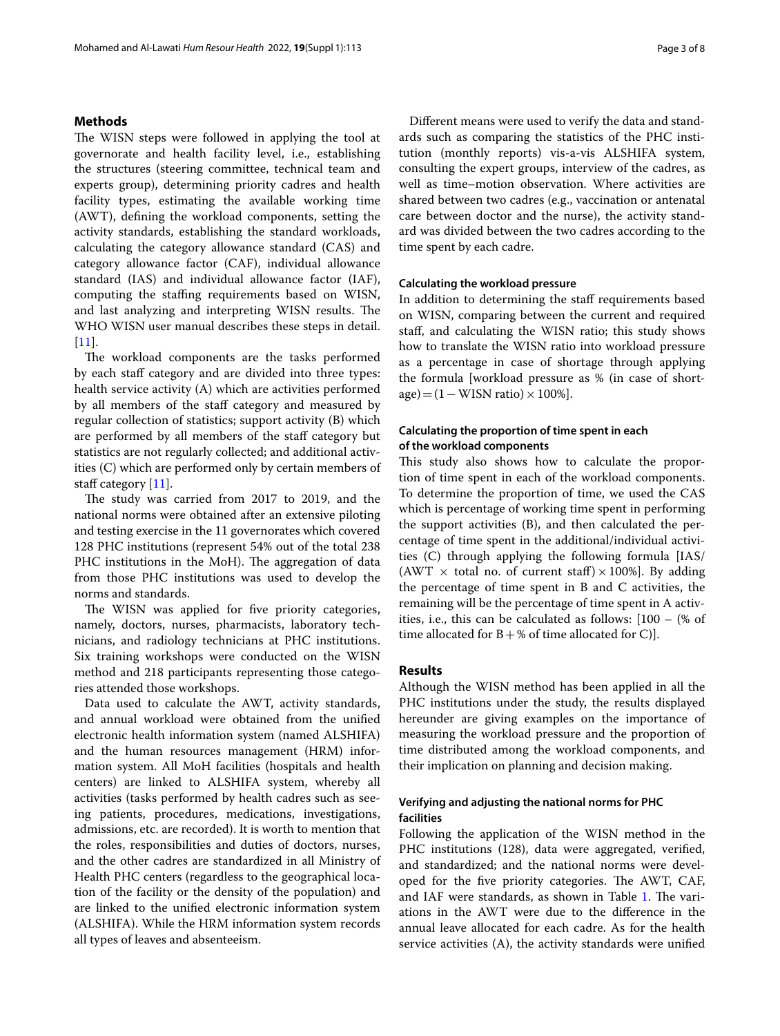## Methods

The WISN steps were followed in applying the tool at governorate and health facility level, i.e., establishing the structures (steering committee, technical team and experts group), determining priority cadres and health facility types, estimating the available working time (AWT), defining the workload components, setting the activity standards, establishing the standard workloads, calculating the category allowance standard (CAS) and category allowance factor (CAF), individual allowance standard (IAS) and individual allowance factor (IAF), computing the staffing requirements based on WISN, and last analyzing and interpreting WISN results. The WHO WISN user manual describes these steps in detail. [11].

The workload components are the tasks performed by each staff category and are divided into three types: health service activity (A) which are activities performed by all members of the staff category and measured by regular collection of statistics; support activity (B) which are performed by all members of the staff category but statistics are not regularly collected; and additional activities (C) which are performed only by certain members of staff category [11].

The study was carried from 2017 to 2019, and the national norms were obtained after an extensive piloting and testing exercise in the 11 governorates which covered 128 PHC institutions (represent 54% out of the total 238 PHC institutions in the MoH). The aggregation of data from those PHC institutions was used to develop the norms and standards.

The WISN was applied for five priority categories, namely, doctors, nurses, pharmacists, laboratory technicians, and radiology technicians at PHC institutions. Six training workshops were conducted on the WISN method and 218 participants representing those categories attended those workshops.

Data used to calculate the AWT, activity standards, and annual workload were obtained from the unified electronic health information system (named ALSHIFA) and the human resources management (HRM) information system. All MoH facilities (hospitals and health centers) are linked to ALSHIFA system, whereby all activities (tasks performed by health cadres such as seeing patients, procedures, medications, investigations, admissions, etc. are recorded). It is worth to mention that the roles, responsibilities and duties of doctors, nurses, and the other cadres are standardized in all Ministry of Health PHC centers (regardless to the geographical location of the facility or the density of the population) and are linked to the unified electronic information system (ALSHIFA). While the HRM information system records all types of leaves and absenteeism.

Different means were used to verify the data and standards such as comparing the statistics of the PHC institution (monthly reports) vis-a-vis ALSHIFA system, consulting the expert groups, interview of the cadres, as well as time–motion observation. Where activities are shared between two cadres (e.g., vaccination or antenatal care between doctor and the nurse), the activity standard was divided between the two cadres according to the time spent by each cadre.

### Calculating the workload pressure

In addition to determining the staff requirements based on WISN, comparing between the current and required staff, and calculating the WISN ratio; this study shows how to translate the WISN ratio into workload pressure as a percentage in case of shortage through applying the formula [workload pressure as % (in case of shortage) $= (1 - \text{WISN ratio}) \times 100\%$].

### Calculating the proportion of time spent in each of the workload components

This study also shows how to calculate the proportion of time spent in each of the workload components. To determine the proportion of time, we used the CAS which is percentage of working time spent in performing the support activities (B), and then calculated the percentage of time spent in the additional/individual activities (C) through applying the following formula [$\text{IAS}/(\text{AWT} \times \text{total no. of current staff}) \times 100\%$]. By adding the percentage of time spent in B and C activities, the remaining will be the percentage of time spent in A activities, i.e., this can be calculated as follows: [100 – (% of time allocated for B + % of time allocated for C)].

## Results

Although the WISN method has been applied in all the PHC institutions under the study, the results displayed hereunder are giving examples on the importance of measuring the workload pressure and the proportion of time distributed among the workload components, and their implication on planning and decision making.

### Verifying and adjusting the national norms for PHC facilities

Following the application of the WISN method in the PHC institutions (128), data were aggregated, verified, and standardized; and the national norms were developed for the five priority categories. The AWT, CAF, and IAF were standards, as shown in Table 1. The variations in the AWT were due to the difference in the annual leave allocated for each cadre. As for the health service activities (A), the activity standards were unified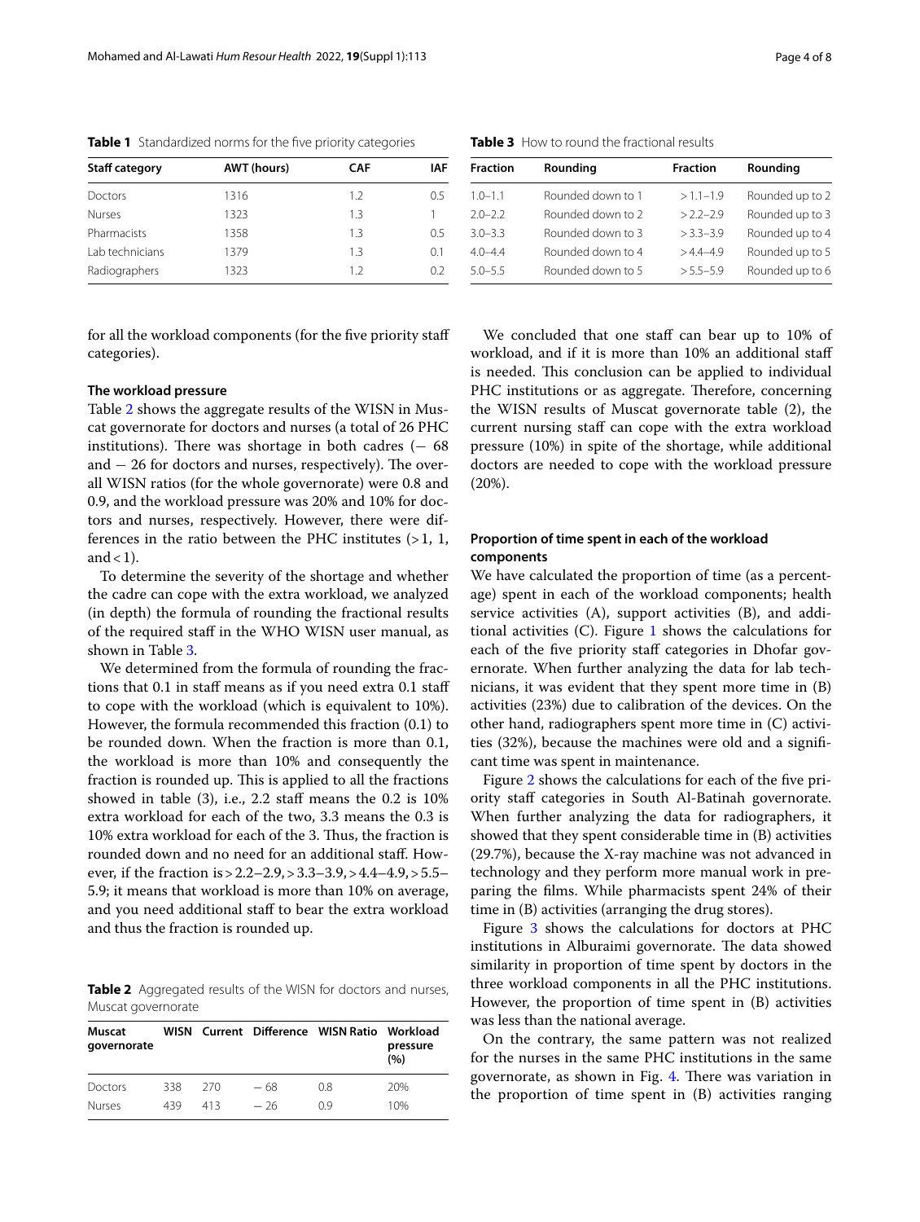**Table 1** Standardized norms for the five priority categories

| Staff category | AWT (hours) | CAF | IAF |
|---|---|---|---|
| Doctors | 1316 | 1.2 | 0.5 |
| Nurses | 1323 | 1.3 | 1 |
| Pharmacists | 1358 | 1.3 | 0.5 |
| Lab technicians | 1379 | 1.3 | 0.1 |
| Radiographers | 1323 | 1.2 | 0.2 |

for all the workload components (for the five priority staff categories).

### The workload pressure

Table 2 shows the aggregate results of the WISN in Muscat governorate for doctors and nurses (a total of 26 PHC institutions). There was shortage in both cadres (− 68 and − 26 for doctors and nurses, respectively). The overall WISN ratios (for the whole governorate) were 0.8 and 0.9, and the workload pressure was 20% and 10% for doctors and nurses, respectively. However, there were differences in the ratio between the PHC institutes (> 1, 1, and < 1).

To determine the severity of the shortage and whether the cadre can cope with the extra workload, we analyzed (in depth) the formula of rounding the fractional results of the required staff in the WHO WISN user manual, as shown in Table 3.

We determined from the formula of rounding the fractions that 0.1 in staff means as if you need extra 0.1 staff to cope with the workload (which is equivalent to 10%). However, the formula recommended this fraction (0.1) to be rounded down. When the fraction is more than 0.1, the workload is more than 10% and consequently the fraction is rounded up. This is applied to all the fractions showed in table (3), i.e., 2.2 staff means the 0.2 is 10% extra workload for each of the two, 3.3 means the 0.3 is 10% extra workload for each of the 3. Thus, the fraction is rounded down and no need for an additional staff. However, if the fraction is > 2.2–2.9, > 3.3–3.9, > 4.4–4.9, > 5.5–5.9; it means that workload is more than 10% on average, and you need additional staff to bear the extra workload and thus the fraction is rounded up.

**Table 2** Aggregated results of the WISN for doctors and nurses, Muscat governorate

| Muscat governorate | WISN | Current | Difference | WISN Ratio | Workload pressure (%) |
|---|---|---|---|---|---|
| Doctors | 338 | 270 | − 68 | 0.8 | 20% |
| Nurses | 439 | 413 | − 26 | 0.9 | 10% |

**Table 3** How to round the fractional results

| Fraction | Rounding | Fraction | Rounding |
|---|---|---|---|
| 1.0–1.1 | Rounded down to 1 | > 1.1–1.9 | Rounded up to 2 |
| 2.0–2.2 | Rounded down to 2 | > 2.2–2.9 | Rounded up to 3 |
| 3.0–3.3 | Rounded down to 3 | > 3.3–3.9 | Rounded up to 4 |
| 4.0–4.4 | Rounded down to 4 | > 4.4–4.9 | Rounded up to 5 |
| 5.0–5.5 | Rounded down to 5 | > 5.5–5.9 | Rounded up to 6 |

We concluded that one staff can bear up to 10% of workload, and if it is more than 10% an additional staff is needed. This conclusion can be applied to individual PHC institutions or as aggregate. Therefore, concerning the WISN results of Muscat governorate table (2), the current nursing staff can cope with the extra workload pressure (10%) in spite of the shortage, while additional doctors are needed to cope with the workload pressure (20%).

### Proportion of time spent in each of the workload components

We have calculated the proportion of time (as a percentage) spent in each of the workload components; health service activities (A), support activities (B), and additional activities (C). Figure 1 shows the calculations for each of the five priority staff categories in Dhofar governorate. When further analyzing the data for lab technicians, it was evident that they spent more time in (B) activities (23%) due to calibration of the devices. On the other hand, radiographers spent more time in (C) activities (32%), because the machines were old and a significant time was spent in maintenance.

Figure 2 shows the calculations for each of the five priority staff categories in South Al-Batinah governorate. When further analyzing the data for radiographers, it showed that they spent considerable time in (B) activities (29.7%), because the X-ray machine was not advanced in technology and they perform more manual work in preparing the films. While pharmacists spent 24% of their time in (B) activities (arranging the drug stores).

Figure 3 shows the calculations for doctors at PHC institutions in Alburaimi governorate. The data showed similarity in proportion of time spent by doctors in the three workload components in all the PHC institutions. However, the proportion of time spent in (B) activities was less than the national average.

On the contrary, the same pattern was not realized for the nurses in the same PHC institutions in the same governorate, as shown in Fig. 4. There was variation in the proportion of time spent in (B) activities ranging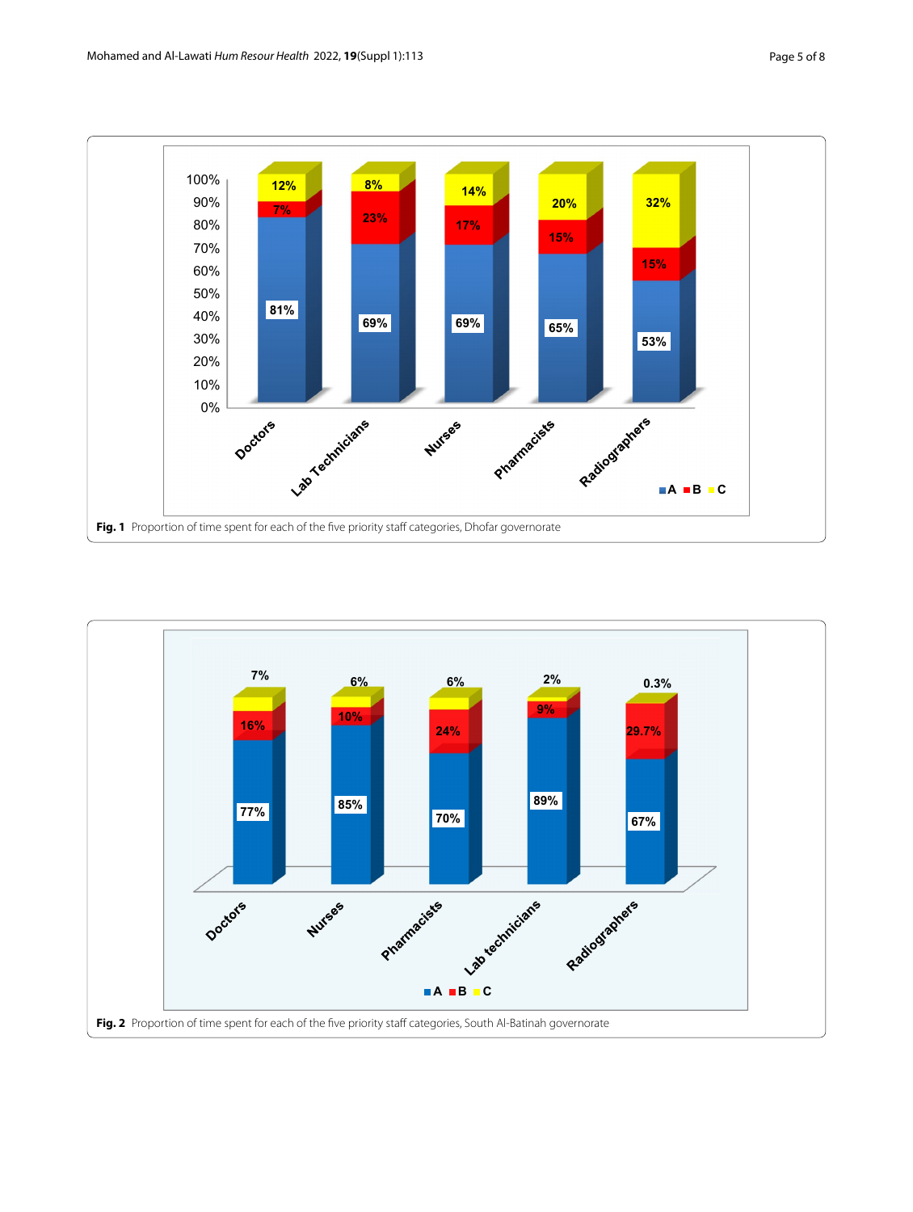**Fig. 1** Proportion of time spent for each of the five priority staff categories, Dhofar governorate

**Fig. 2** Proportion of time spent for each of the five priority staff categories, South Al-Batinah governorate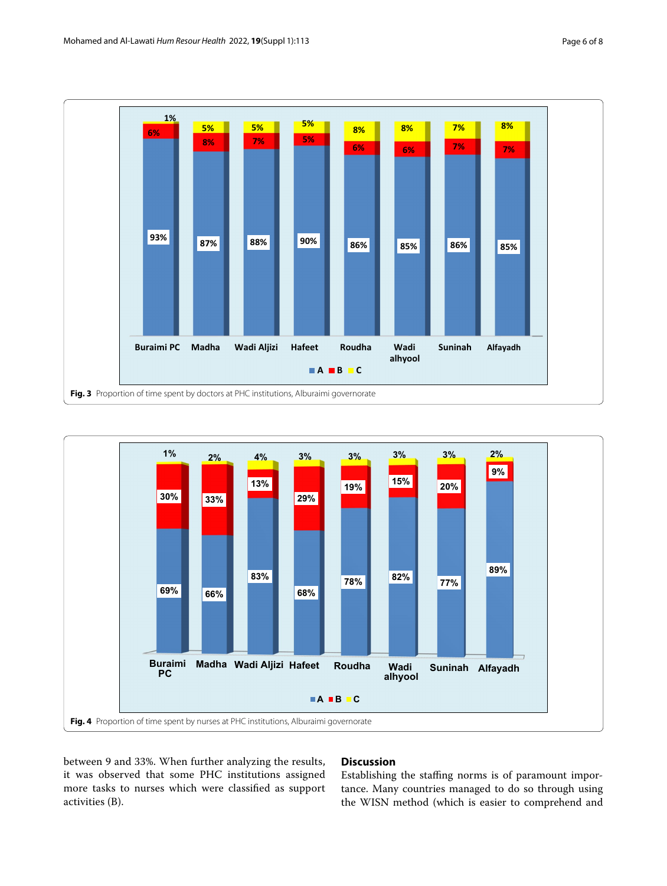Fig. 3 Proportion of time spent by doctors at PHC institutions, Alburaimi governorate

Fig. 4 Proportion of time spent by nurses at PHC institutions, Alburaimi governorate

between 9 and 33%. When further analyzing the results, it was observed that some PHC institutions assigned more tasks to nurses which were classified as support activities (B).

## Discussion

Establishing the staffing norms is of paramount importance. Many countries managed to do so through using the WISN method (which is easier to comprehend and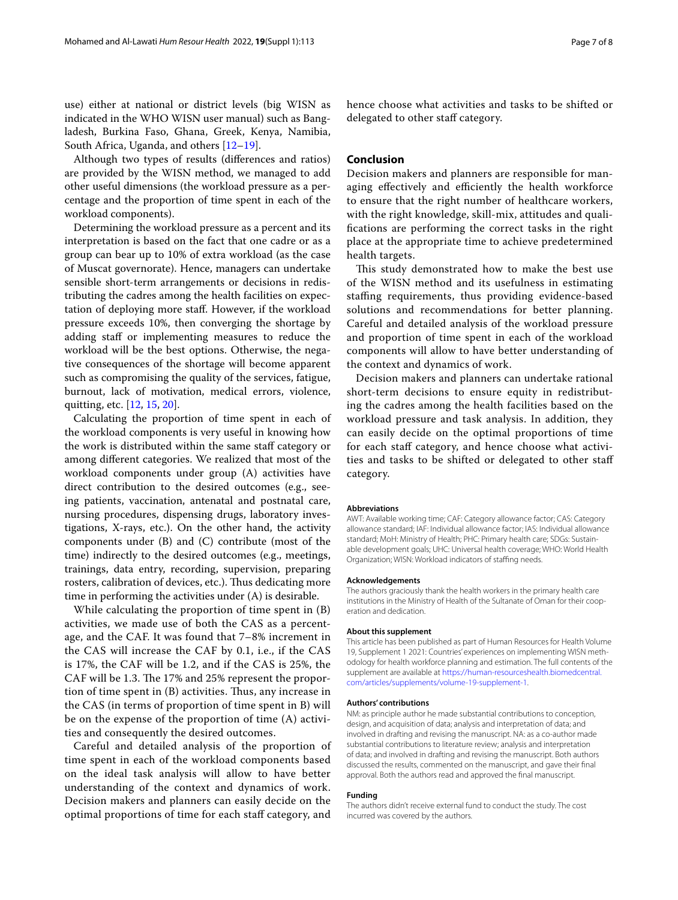use) either at national or district levels (big WISN as indicated in the WHO WISN user manual) such as Bangladesh, Burkina Faso, Ghana, Greek, Kenya, Namibia, South Africa, Uganda, and others [12–19].

Although two types of results (differences and ratios) are provided by the WISN method, we managed to add other useful dimensions (the workload pressure as a percentage and the proportion of time spent in each of the workload components).

Determining the workload pressure as a percent and its interpretation is based on the fact that one cadre or as a group can bear up to 10% of extra workload (as the case of Muscat governorate). Hence, managers can undertake sensible short-term arrangements or decisions in redistributing the cadres among the health facilities on expectation of deploying more staff. However, if the workload pressure exceeds 10%, then converging the shortage by adding staff or implementing measures to reduce the workload will be the best options. Otherwise, the negative consequences of the shortage will become apparent such as compromising the quality of the services, fatigue, burnout, lack of motivation, medical errors, violence, quitting, etc. [12, 15, 20].

Calculating the proportion of time spent in each of the workload components is very useful in knowing how the work is distributed within the same staff category or among different categories. We realized that most of the workload components under group (A) activities have direct contribution to the desired outcomes (e.g., seeing patients, vaccination, antenatal and postnatal care, nursing procedures, dispensing drugs, laboratory investigations, X-rays, etc.). On the other hand, the activity components under (B) and (C) contribute (most of the time) indirectly to the desired outcomes (e.g., meetings, trainings, data entry, recording, supervision, preparing rosters, calibration of devices, etc.). Thus dedicating more time in performing the activities under (A) is desirable.

While calculating the proportion of time spent in (B) activities, we made use of both the CAS as a percentage, and the CAF. It was found that 7–8% increment in the CAS will increase the CAF by 0.1, i.e., if the CAS is 17%, the CAF will be 1.2, and if the CAS is 25%, the CAF will be 1.3. The 17% and 25% represent the proportion of time spent in (B) activities. Thus, any increase in the CAS (in terms of proportion of time spent in B) will be on the expense of the proportion of time (A) activities and consequently the desired outcomes.

Careful and detailed analysis of the proportion of time spent in each of the workload components based on the ideal task analysis will allow to have better understanding of the context and dynamics of work. Decision makers and planners can easily decide on the optimal proportions of time for each staff category, and hence choose what activities and tasks to be shifted or delegated to other staff category.

## Conclusion

Decision makers and planners are responsible for managing effectively and efficiently the health workforce to ensure that the right number of healthcare workers, with the right knowledge, skill-mix, attitudes and qualifications are performing the correct tasks in the right place at the appropriate time to achieve predetermined health targets.

This study demonstrated how to make the best use of the WISN method and its usefulness in estimating staffing requirements, thus providing evidence-based solutions and recommendations for better planning. Careful and detailed analysis of the workload pressure and proportion of time spent in each of the workload components will allow to have better understanding of the context and dynamics of work.

Decision makers and planners can undertake rational short-term decisions to ensure equity in redistributing the cadres among the health facilities based on the workload pressure and task analysis. In addition, they can easily decide on the optimal proportions of time for each staff category, and hence choose what activities and tasks to be shifted or delegated to other staff category.

#### Abbreviations

AWT: Available working time; CAF: Category allowance factor; CAS: Category allowance standard; IAF: Individual allowance factor; IAS: Individual allowance standard; MoH: Ministry of Health; PHC: Primary health care; SDGs: Sustainable development goals; UHC: Universal health coverage; WHO: World Health Organization; WISN: Workload indicators of staffing needs.

#### Acknowledgements

The authors graciously thank the health workers in the primary health care institutions in the Ministry of Health of the Sultanate of Oman for their cooperation and dedication.

#### About this supplement

This article has been published as part of Human Resources for Health Volume 19, Supplement 1 2021: Countries' experiences on implementing WISN methodology for health workforce planning and estimation. The full contents of the supplement are available at https://human-resourceshealth.biomedcentral.com/articles/supplements/volume-19-supplement-1.

#### Authors' contributions

NM: as principle author he made substantial contributions to conception, design, and acquisition of data; analysis and interpretation of data; and involved in drafting and revising the manuscript. NA: as a co-author made substantial contributions to literature review; analysis and interpretation of data; and involved in drafting and revising the manuscript. Both authors discussed the results, commented on the manuscript, and gave their final approval. Both the authors read and approved the final manuscript.

#### Funding

The authors didn't receive external fund to conduct the study. The cost incurred was covered by the authors.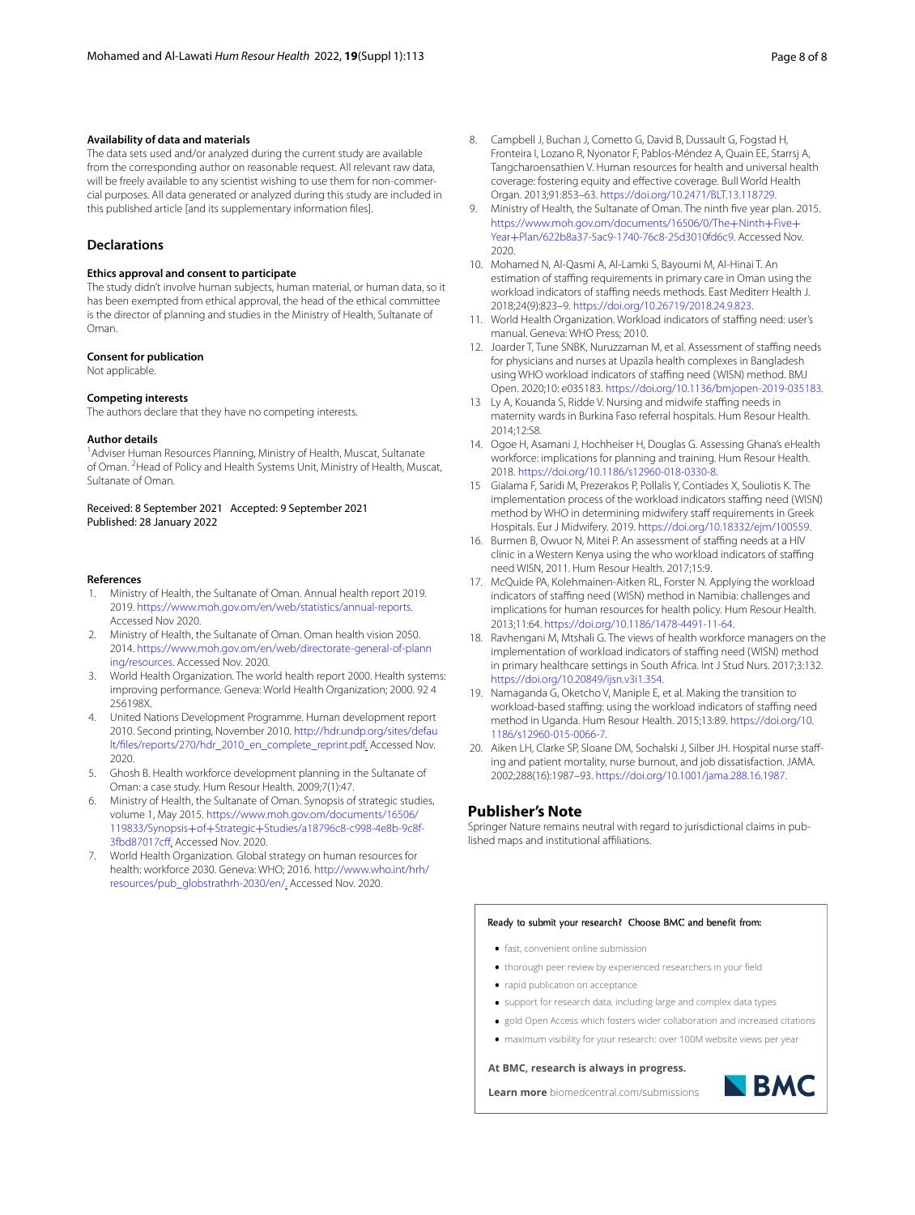### Availability of data and materials

The data sets used and/or analyzed during the current study are available from the corresponding author on reasonable request. All relevant raw data, will be freely available to any scientist wishing to use them for non-commercial purposes. All data generated or analyzed during this study are included in this published article [and its supplementary information files].

## Declarations

### Ethics approval and consent to participate

The study didn't involve human subjects, human material, or human data, so it has been exempted from ethical approval, the head of the ethical committee is the director of planning and studies in the Ministry of Health, Sultanate of Oman.

### Consent for publication

Not applicable.

### Competing interests

The authors declare that they have no competing interests.

### Author details

[1]Adviser Human Resources Planning, Ministry of Health, Muscat, Sultanate of Oman. [2]Head of Policy and Health Systems Unit, Ministry of Health, Muscat, Sultanate of Oman.

Received: 8 September 2021 Accepted: 9 September 2021
Published: 28 January 2022

### References

1. Ministry of Health, the Sultanate of Oman. Annual health report 2019. 2019. https://www.moh.gov.om/en/web/statistics/annual-reports. Accessed Nov 2020.
2. Ministry of Health, the Sultanate of Oman. Oman health vision 2050. 2014. https://www.moh.gov.om/en/web/directorate-general-of-planning/resources. Accessed Nov. 2020.
3. World Health Organization. The world health report 2000. Health systems: improving performance. Geneva: World Health Organization; 2000. 92 4 256198X.
4. United Nations Development Programme. Human development report 2010. Second printing, November 2010. http://hdr.undp.org/sites/default/files/reports/270/hdr_2010_en_complete_reprint.pdf. Accessed Nov. 2020.
5. Ghosh B. Health workforce development planning in the Sultanate of Oman: a case study. Hum Resour Health. 2009;7(1):47.
6. Ministry of Health, the Sultanate of Oman. Synopsis of strategic studies, volume 1, May 2015. https://www.moh.gov.om/documents/16506/119833/Synopsis+of+Strategic+Studies/a18796c8-c998-4e8b-9c8f-3fbd87017cff. Accessed Nov. 2020.
7. World Health Organization. Global strategy on human resources for health: workforce 2030. Geneva: WHO; 2016. http://www.who.int/hrh/resources/pub_globstrathrh-2030/en/. Accessed Nov. 2020.
8. Campbell J, Buchan J, Cometto G, David B, Dussault G, Fogstad H, Fronteira I, Lozano R, Nyonator F, Pablos-Méndez A, Quain EE, Starrsj A, Tangcharoensathien V. Human resources for health and universal health coverage: fostering equity and effective coverage. Bull World Health Organ. 2013;91:853–63. https://doi.org/10.2471/BLT.13.118729.
9. Ministry of Health, the Sultanate of Oman. The ninth five year plan. 2015. https://www.moh.gov.om/documents/16506/0/The+Ninth+Five+Year+Plan/622b8a37-5ac9-1740-76c8-25d3010fd6c9. Accessed Nov. 2020.
10. Mohamed N, Al-Qasmi A, Al-Lamki S, Bayoumi M, Al-Hinai T. An estimation of staffing requirements in primary care in Oman using the workload indicators of staffing needs methods. East Mediterr Health J. 2018;24(9):823–9. https://doi.org/10.26719/2018.24.9.823.
11. World Health Organization. Workload indicators of staffing need: user's manual. Geneva: WHO Press; 2010.
12. Joarder T, Tune SNBK, Nuruzzaman M, et al. Assessment of staffing needs for physicians and nurses at Upazila health complexes in Bangladesh using WHO workload indicators of staffing need (WISN) method. BMJ Open. 2020;10: e035183. https://doi.org/10.1136/bmjopen-2019-035183.
13. Ly A, Kouanda S, Ridde V. Nursing and midwife staffing needs in maternity wards in Burkina Faso referral hospitals. Hum Resour Health. 2014;12:S8.
14. Ogoe H, Asamani J, Hochheiser H, Douglas G. Assessing Ghana's eHealth workforce: implications for planning and training. Hum Resour Health. 2018. https://doi.org/10.1186/s12960-018-0330-8.
15. Gialama F, Saridi M, Prezerakos P, Pollalis Y, Contiades X, Souliotis K. The implementation process of the workload indicators staffing need (WISN) method by WHO in determining midwifery staff requirements in Greek Hospitals. Eur J Midwifery. 2019. https://doi.org/10.18332/ejm/100559.
16. Burmen B, Owuor N, Mitei P. An assessment of staffing needs at a HIV clinic in a Western Kenya using the who workload indicators of staffing need WISN, 2011. Hum Resour Health. 2017;15:9.
17. McQuide PA, Kolehmainen-Aitken RL, Forster N. Applying the workload indicators of staffing need (WISN) method in Namibia: challenges and implications for human resources for health policy. Hum Resour Health. 2013;11:64. https://doi.org/10.1186/1478-4491-11-64.
18. Ravhengani M, Mtshali G. The views of health workforce managers on the implementation of workload indicators of staffing need (WISN) method in primary healthcare settings in South Africa. Int J Stud Nurs. 2017;3:132. https://doi.org/10.20849/ijsn.v3i1.354.
19. Namaganda G, Oketcho V, Maniple E, et al. Making the transition to workload-based staffing: using the workload indicators of staffing need method in Uganda. Hum Resour Health. 2015;13:89. https://doi.org/10.1186/s12960-015-0066-7.
20. Aiken LH, Clarke SP, Sloane DM, Sochalski J, Silber JH. Hospital nurse staffing and patient mortality, nurse burnout, and job dissatisfaction. JAMA. 2002;288(16):1987–93. https://doi.org/10.1001/jama.288.16.1987.

## Publisher's Note

Springer Nature remains neutral with regard to jurisdictional claims in published maps and institutional affiliations.

Ready to submit your research? Choose BMC and benefit from:

- fast, convenient online submission
- thorough peer review by experienced researchers in your field
- rapid publication on acceptance
- support for research data, including large and complex data types
- gold Open Access which fosters wider collaboration and increased citations
- maximum visibility for your research: over 100M website views per year

**At BMC, research is always in progress.**

**Learn more** biomedcentral.com/submissions

BMC